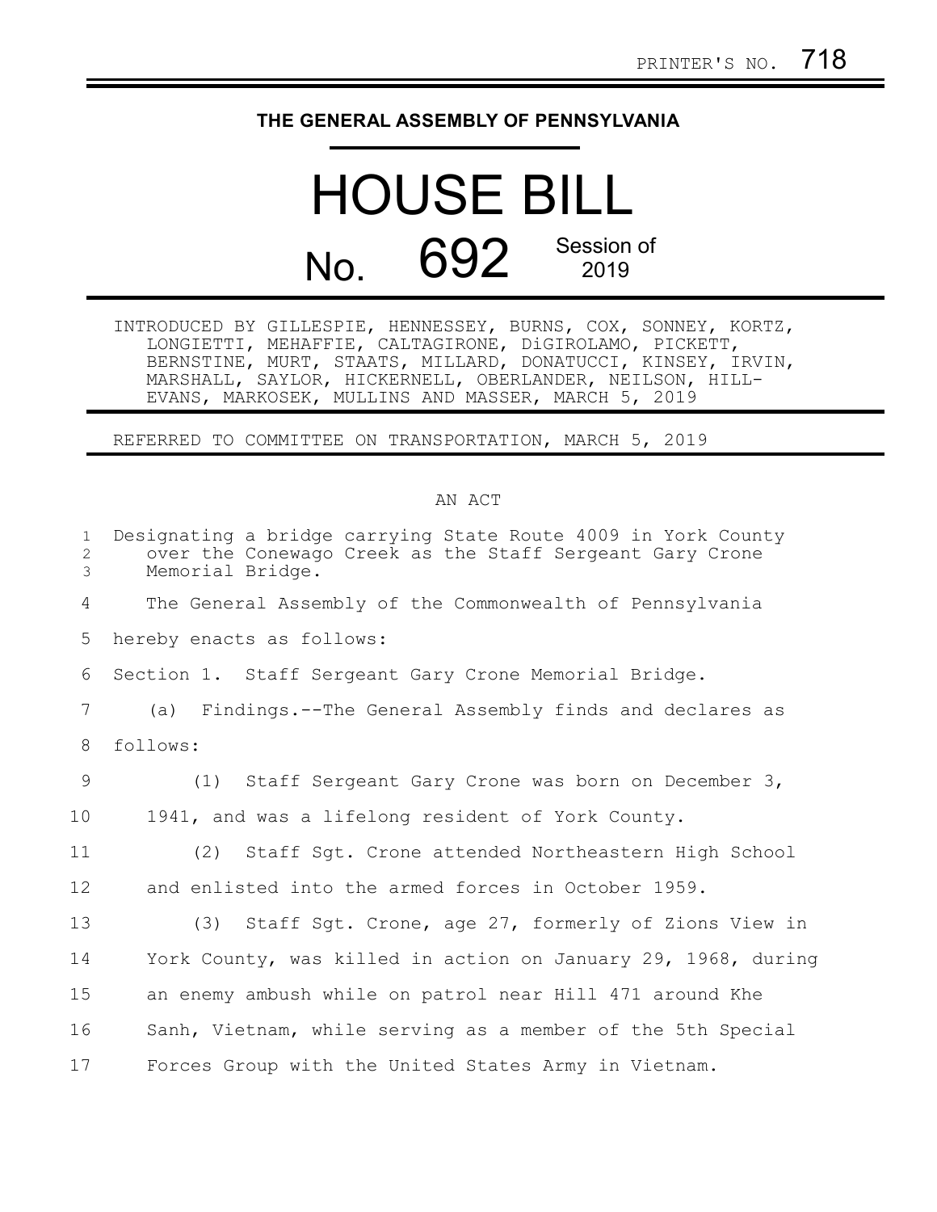PRINTER'S NO. 718

# THE GENERAL ASSEMBLY OF PENNSYLVANIA

# HOUSE BILL

## No. 692 Session of 2019

INTRODUCED BY GILLESPIE, HENNESSEY, BURNS, COX, SONNEY, KORTZ, LONGIETTI, MEHAFFIE, CALTAGIRONE, DiGIROLAMO, PICKETT, BERNSTINE, MURT, STAATS, MILLARD, DONATUCCI, KINSEY, IRVIN, MARSHALL, SAYLOR, HICKERNELL, OBERLANDER, NEILSON, HILL-EVANS, MARKOSEK, MULLINS AND MASSER, MARCH 5, 2019

REFERRED TO COMMITTEE ON TRANSPORTATION, MARCH 5, 2019

AN ACT

Designating a bridge carrying State Route 4009 in York County over the Conewago Creek as the Staff Sergeant Gary Crone Memorial Bridge.

The General Assembly of the Commonwealth of Pennsylvania hereby enacts as follows:

Section 1. Staff Sergeant Gary Crone Memorial Bridge.

(a) Findings.--The General Assembly finds and declares as follows:

(1) Staff Sergeant Gary Crone was born on December 3, 1941, and was a lifelong resident of York County.

(2) Staff Sgt. Crone attended Northeastern High School and enlisted into the armed forces in October 1959.

(3) Staff Sgt. Crone, age 27, formerly of Zions View in York County, was killed in action on January 29, 1968, during an enemy ambush while on patrol near Hill 471 around Khe Sanh, Vietnam, while serving as a member of the 5th Special Forces Group with the United States Army in Vietnam.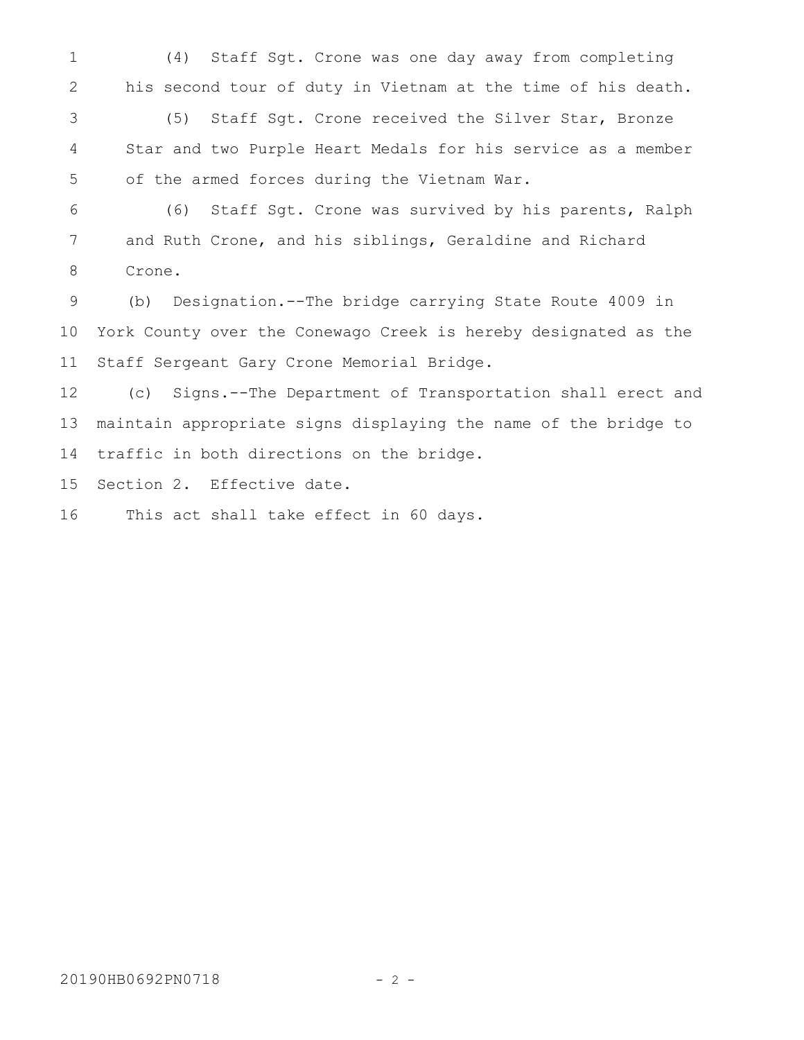(4) Staff Sgt. Crone was one day away from completing his second tour of duty in Vietnam at the time of his death.

(5) Staff Sgt. Crone received the Silver Star, Bronze Star and two Purple Heart Medals for his service as a member of the armed forces during the Vietnam War.

(6) Staff Sgt. Crone was survived by his parents, Ralph and Ruth Crone, and his siblings, Geraldine and Richard Crone.

(b) Designation.--The bridge carrying State Route 4009 in York County over the Conewago Creek is hereby designated as the Staff Sergeant Gary Crone Memorial Bridge.

(c) Signs.--The Department of Transportation shall erect and maintain appropriate signs displaying the name of the bridge to traffic in both directions on the bridge.

Section 2. Effective date.

This act shall take effect in 60 days.